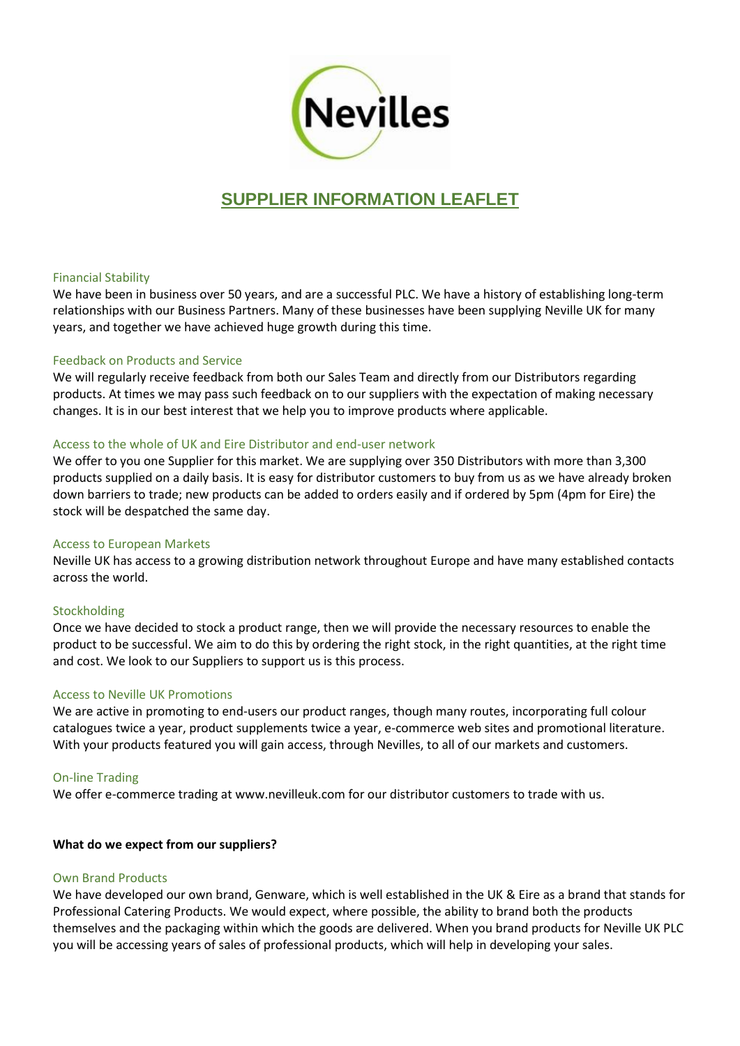# SUPPLIER INFORMATION LEAFLET

### Financial Stability

We have been in business over 50 years, and are a successful PLC. We have a history of establishing long-term relationships with our Business Partners. Many of these businesses have been supplying Neville UK for many years, and together we have achieved huge growth during this time.

### Feedback on Products and Service

We will regularly receive feedback from both our Sales Team and directly from our Distributors regarding products. At times we may pass such feedback on to our suppliers with the expectation of making necessary changes. It is in our best interest that we help you to improve products where applicable.

### Access to the whole of UK and Eire Distributor and end-user network

We offer to you one Supplier for this market. We are supplying over 350 Distributors with more than 3,300 products supplied on a daily basis. It is easy for distributor customers to buy from us as we have already broken down barriers to trade; new products can be added to orders easily and if ordered by 5pm (4pm for Eire) the stock will be despatched the same day.

### Access to European Markets

Neville UK has access to a growing distribution network throughout Europe and have many established contacts across the world.

### Stockholding

Once we have decided to stock a product range, then we will provide the necessary resources to enable the product to be successful. We aim to do this by ordering the right stock, in the right quantities, at the right time and cost. We look to our Suppliers to support us is this process.

### Access to Neville UK Promotions

We are active in promoting to end-users our product ranges, though many routes, incorporating full colour catalogues twice a year, product supplements twice a year, e-commerce web sites and promotional literature. With your products featured you will gain access, through Nevilles, to all of our markets and customers.

### On-line Trading

We offer e-commerce trading at www.nevilleuk.com for our distributor customers to trade with us.

**What do we expect from our suppliers?**

### Own Brand Products

We have developed our own brand, Genware, which is well established in the UK & Eire as a brand that stands for Professional Catering Products. We would expect, where possible, the ability to brand both the products themselves and the packaging within which the goods are delivered. When you brand products for Neville UK PLC you will be accessing years of sales of professional products, which will help in developing your sales.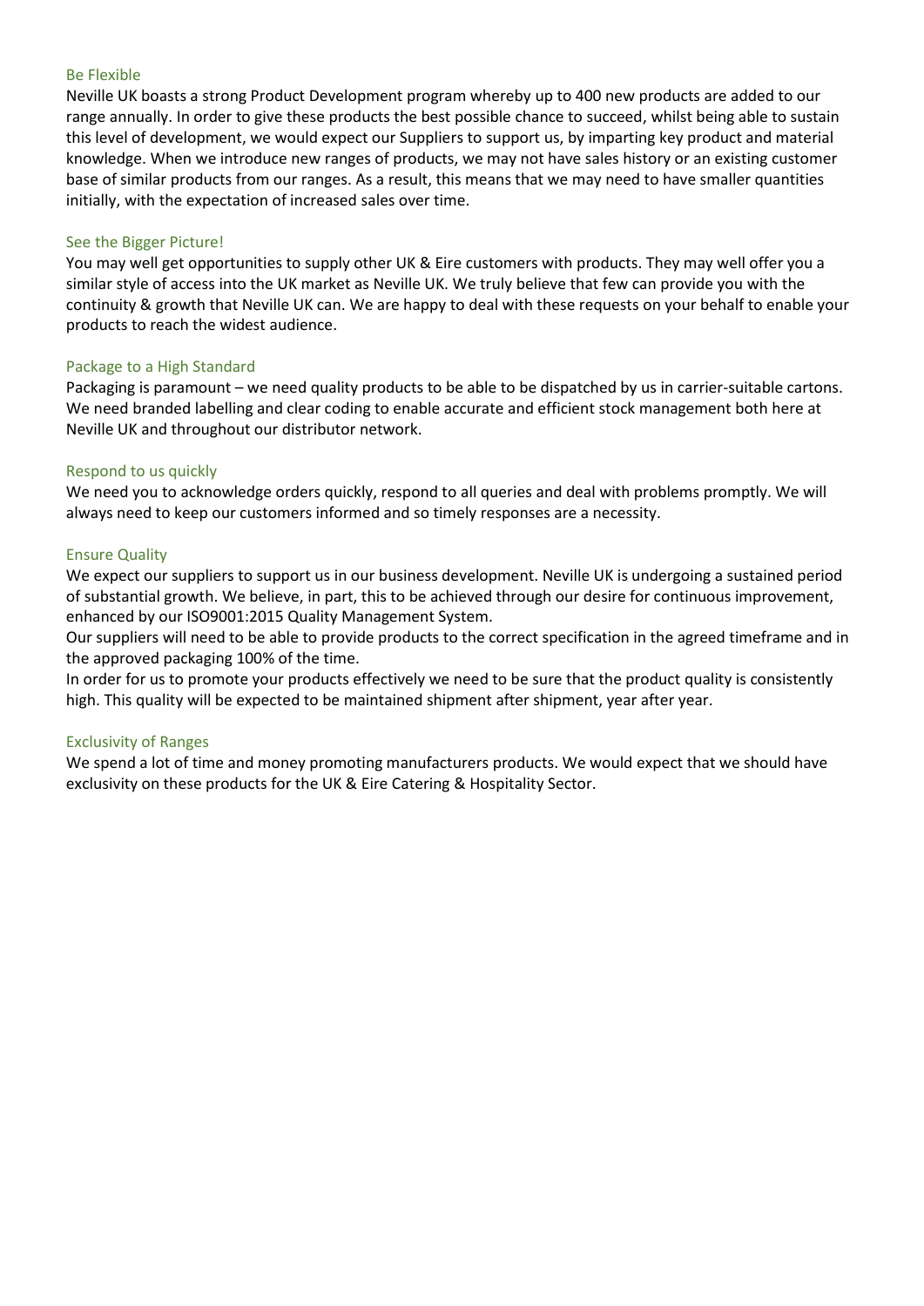### Be Flexible

Neville UK boasts a strong Product Development program whereby up to 400 new products are added to our range annually. In order to give these products the best possible chance to succeed, whilst being able to sustain this level of development, we would expect our Suppliers to support us, by imparting key product and material knowledge. When we introduce new ranges of products, we may not have sales history or an existing customer base of similar products from our ranges. As a result, this means that we may need to have smaller quantities initially, with the expectation of increased sales over time.

### See the Bigger Picture!

You may well get opportunities to supply other UK & Eire customers with products. They may well offer you a similar style of access into the UK market as Neville UK. We truly believe that few can provide you with the continuity & growth that Neville UK can. We are happy to deal with these requests on your behalf to enable your products to reach the widest audience.

### Package to a High Standard

Packaging is paramount – we need quality products to be able to be dispatched by us in carrier-suitable cartons. We need branded labelling and clear coding to enable accurate and efficient stock management both here at Neville UK and throughout our distributor network.

### Respond to us quickly

We need you to acknowledge orders quickly, respond to all queries and deal with problems promptly. We will always need to keep our customers informed and so timely responses are a necessity.

### Ensure Quality

We expect our suppliers to support us in our business development. Neville UK is undergoing a sustained period of substantial growth. We believe, in part, this to be achieved through our desire for continuous improvement, enhanced by our ISO9001:2015 Quality Management System.

Our suppliers will need to be able to provide products to the correct specification in the agreed timeframe and in the approved packaging 100% of the time.

In order for us to promote your products effectively we need to be sure that the product quality is consistently high. This quality will be expected to be maintained shipment after shipment, year after year.

### Exclusivity of Ranges

We spend a lot of time and money promoting manufacturers products. We would expect that we should have exclusivity on these products for the UK & Eire Catering & Hospitality Sector.